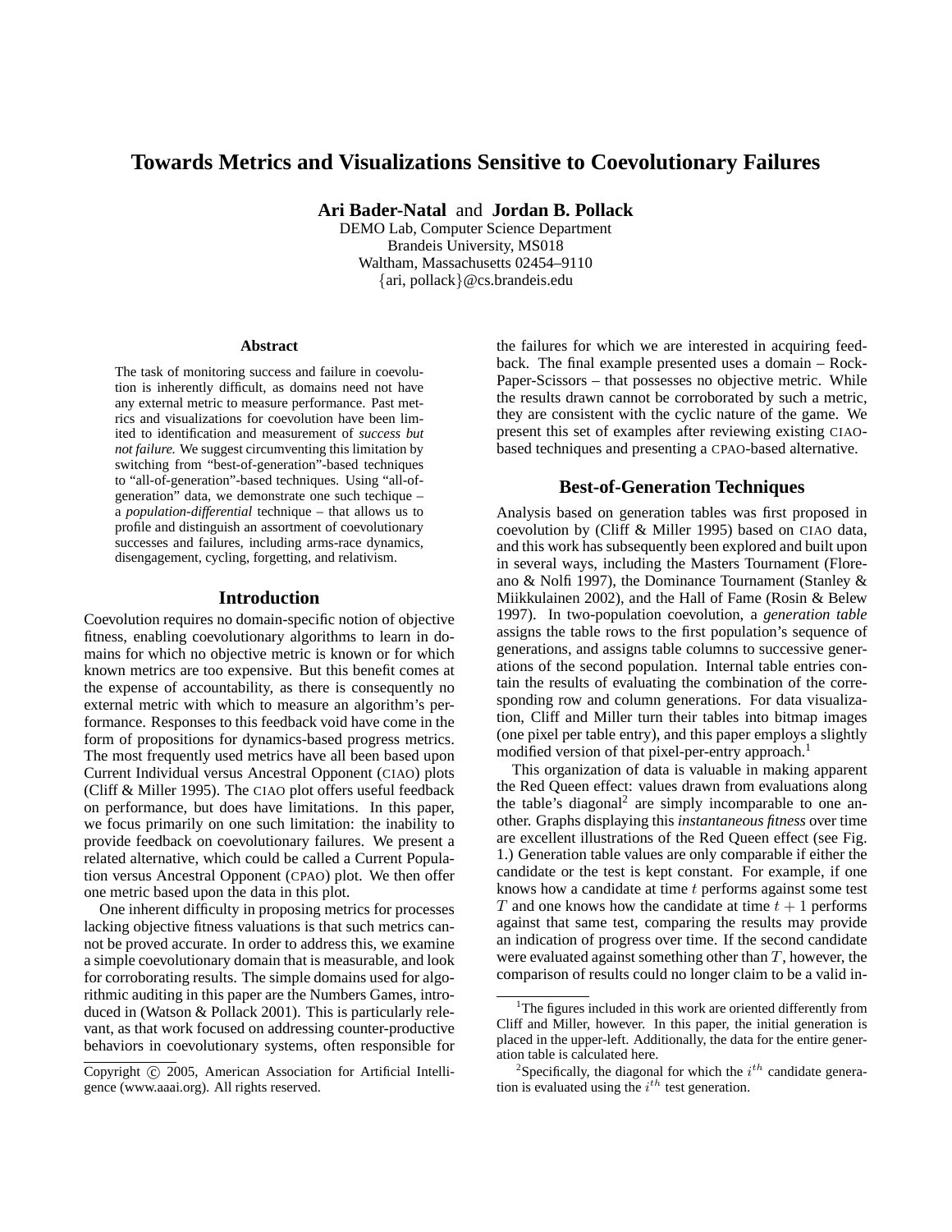# Towards Metrics and Visualizations Sensitive to Coevolutionary Failures

**Ari Bader-Natal** and **Jordan B. Pollack**
DEMO Lab, Computer Science Department
Brandeis University, MS018
Waltham, Massachusetts 02454–9110
{ari, pollack}@cs.brandeis.edu

## Abstract

The task of monitoring success and failure in coevolution is inherently difficult, as domains need not have any external metric to measure performance. Past metrics and visualizations for coevolution have been limited to identification and measurement of *success but not failure.* We suggest circumventing this limitation by switching from "best-of-generation"-based techniques to "all-of-generation"-based techniques. Using "all-of-generation" data, we demonstrate one such techique – a *population-differential* technique – that allows us to profile and distinguish an assortment of coevolutionary successes and failures, including arms-race dynamics, disengagement, cycling, forgetting, and relativism.

## Introduction

Coevolution requires no domain-specific notion of objective fitness, enabling coevolutionary algorithms to learn in domains for which no objective metric is known or for which known metrics are too expensive. But this benefit comes at the expense of accountability, as there is consequently no external metric with which to measure an algorithm's performance. Responses to this feedback void have come in the form of propositions for dynamics-based progress metrics. The most frequently used metrics have all been based upon Current Individual versus Ancestral Opponent (CIAO) plots (Cliff & Miller 1995). The CIAO plot offers useful feedback on performance, but does have limitations. In this paper, we focus primarily on one such limitation: the inability to provide feedback on coevolutionary failures. We present a related alternative, which could be called a Current Population versus Ancestral Opponent (CPAO) plot. We then offer one metric based upon the data in this plot.

One inherent difficulty in proposing metrics for processes lacking objective fitness valuations is that such metrics cannot be proved accurate. In order to address this, we examine a simple coevolutionary domain that is measurable, and look for corroborating results. The simple domains used for algorithmic auditing in this paper are the Numbers Games, introduced in (Watson & Pollack 2001). This is particularly relevant, as that work focused on addressing counter-productive behaviors in coevolutionary systems, often responsible for the failures for which we are interested in acquiring feedback. The final example presented uses a domain – Rock-Paper-Scissors – that possesses no objective metric. While the results drawn cannot be corroborated by such a metric, they are consistent with the cyclic nature of the game. We present this set of examples after reviewing existing CIAO-based techniques and presenting a CPAO-based alternative.

## Best-of-Generation Techniques

Analysis based on generation tables was first proposed in coevolution by (Cliff & Miller 1995) based on CIAO data, and this work has subsequently been explored and built upon in several ways, including the Masters Tournament (Floreano & Nolfi 1997), the Dominance Tournament (Stanley & Miikkulainen 2002), and the Hall of Fame (Rosin & Belew 1997). In two-population coevolution, a *generation table* assigns the table rows to the first population's sequence of generations, and assigns table columns to successive generations of the second population. Internal table entries contain the results of evaluating the combination of the corresponding row and column generations. For data visualization, Cliff and Miller turn their tables into bitmap images (one pixel per table entry), and this paper employs a slightly modified version of that pixel-per-entry approach.[1]

This organization of data is valuable in making apparent the Red Queen effect: values drawn from evaluations along the table's diagonal[2] are simply incomparable to one another. Graphs displaying this *instantaneous fitness* over time are excellent illustrations of the Red Queen effect (see Fig. 1.) Generation table values are only comparable if either the candidate or the test is kept constant. For example, if one knows how a candidate at time $t$ performs against some test $T$ and one knows how the candidate at time $t+1$ performs against that same test, comparing the results may provide an indication of progress over time. If the second candidate were evaluated against something other than $T$, however, the comparison of results could no longer claim to be a valid in-

[1] The figures included in this work are oriented differently from Cliff and Miller, however. In this paper, the initial generation is placed in the upper-left. Additionally, the data for the entire generation table is calculated here.

[2] Specifically, the diagonal for which the $i^{th}$ candidate generation is evaluated using the $i^{th}$ test generation.

Copyright © 2005, American Association for Artificial Intelligence (www.aaai.org). All rights reserved.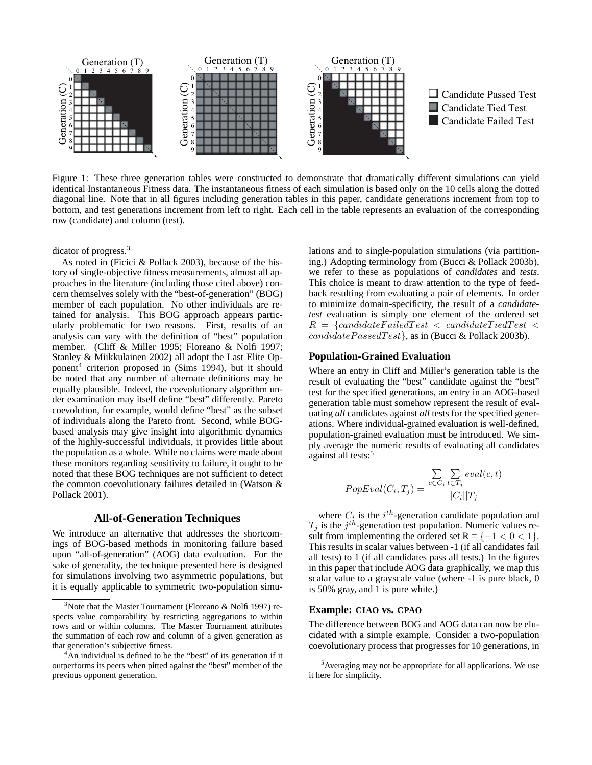Figure 1: These three generation tables were constructed to demonstrate that dramatically different simulations can yield identical Instantaneous Fitness data. The instantaneous fitness of each simulation is based only on the 10 cells along the dotted diagonal line. Note that in all figures including generation tables in this paper, candidate generations increment from top to bottom, and test generations increment from left to right. Each cell in the table represents an evaluation of the corresponding row (candidate) and column (test).

dicator of progress.[3]

As noted in (Ficici & Pollack 2003), because of the history of single-objective fitness measurements, almost all approaches in the literature (including those cited above) concern themselves solely with the "best-of-generation" (BOG) member of each population. No other individuals are retained for analysis. This BOG approach appears particularly problematic for two reasons. First, results of an analysis can vary with the definition of "best" population member. (Cliff & Miller 1995; Floreano & Nolfi 1997; Stanley & Miikkulainen 2002) all adopt the Last Elite Opponent[4] criterion proposed in (Sims 1994), but it should be noted that any number of alternate definitions may be equally plausible. Indeed, the coevolutionary algorithm under examination may itself define "best" differently. Pareto coevolution, for example, would define "best" as the subset of individuals along the Pareto front. Second, while BOG-based analysis may give insight into algorithmic dynamics of the highly-successful individuals, it provides little about the population as a whole. While no claims were made about these monitors regarding sensitivity to failure, it ought to be noted that these BOG techniques are not sufficient to detect the common coevolutionary failures detailed in (Watson & Pollack 2001).

## All-of-Generation Techniques

We introduce an alternative that addresses the shortcomings of BOG-based methods in monitoring failure based upon "all-of-generation" (AOG) data evaluation. For the sake of generality, the technique presented here is designed for simulations involving two asymmetric populations, but it is equally applicable to symmetric two-population simulations and to single-population simulations (via partitioning.) Adopting terminology from (Bucci & Pollack 2003b), we refer to these as populations of *candidates* and *tests*. This choice is meant to draw attention to the type of feedback resulting from evaluating a pair of elements. In order to minimize domain-specificity, the result of a *candidate-test* evaluation is simply one element of the ordered set $R = \{candidateFailedTest < candidateTiedTest < candidatePassedTest\}$, as in (Bucci & Pollack 2003b).

### Population-Grained Evaluation

Where an entry in Cliff and Miller's generation table is the result of evaluating the "best" candidate against the "best" test for the specified generations, an entry in an AOG-based generation table must somehow represent the result of evaluating *all* candidates against *all* tests for the specified generations. Where individual-grained evaluation is well-defined, population-grained evaluation must be introduced. We simply average the numeric results of evaluating all candidates against all tests:[5]

$$PopEval(C_i, T_j) = \frac{\sum_{c \in C_i} \sum_{t \in T_j} eval(c, t)}{|C_i||T_j|}$$

where $C_i$ is the $i^{th}$-generation candidate population and $T_j$ is the $j^{th}$-generation test population. Numeric values result from implementing the ordered set R = $\{-1 < 0 < 1\}$. This results in scalar values between -1 (if all candidates fail all tests) to 1 (if all candidates pass all tests.) In the figures in this paper that include AOG data graphically, we map this scalar value to a grayscale value (where -1 is pure black, 0 is 50% gray, and 1 is pure white.)

### Example: CIAO vs. CPAO

The difference between BOG and AOG data can now be elucidated with a simple example. Consider a two-population coevolutionary process that progresses for 10 generations, in

[3]Note that the Master Tournament (Floreano & Nolfi 1997) respects value comparability by restricting aggregations to within rows and or within columns. The Master Tournament attributes the summation of each row and column of a given generation as that generation's subjective fitness.

[4]An individual is defined to be the "best" of its generation if it outperforms its peers when pitted against the "best" member of the previous opponent generation.

[5]Averaging may not be appropriate for all applications. We use it here for simplicity.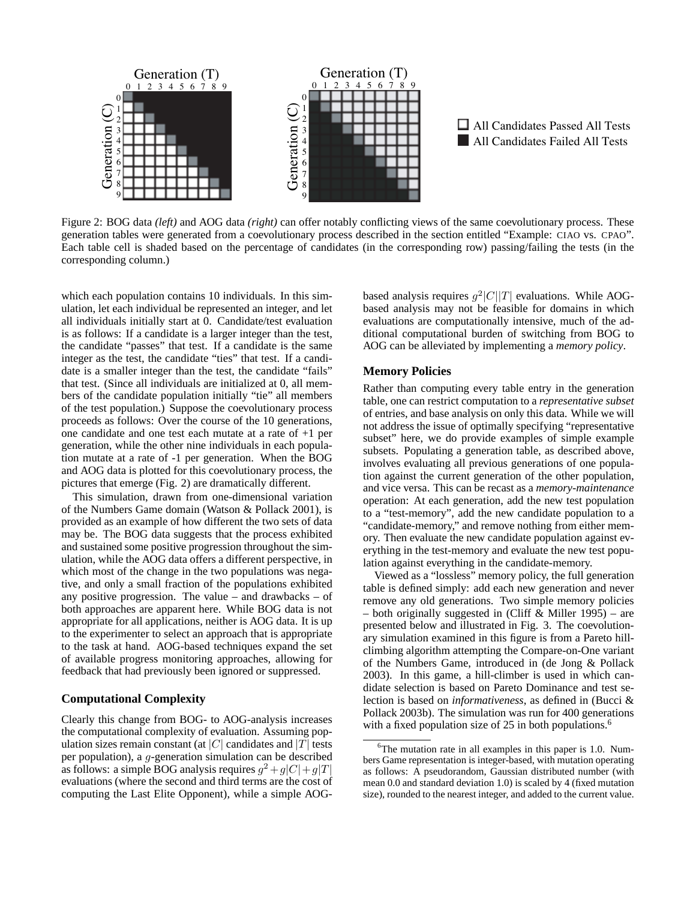Figure 2: BOG data *(left)* and AOG data *(right)* can offer notably conflicting views of the same coevolutionary process. These generation tables were generated from a coevolutionary process described in the section entitled "Example: CIAO vs. CPAO". Each table cell is shaded based on the percentage of candidates (in the corresponding row) passing/failing the tests (in the corresponding column.)

which each population contains 10 individuals. In this simulation, let each individual be represented an integer, and let all individuals initially start at 0. Candidate/test evaluation is as follows: If a candidate is a larger integer than the test, the candidate "passes" that test. If a candidate is the same integer as the test, the candidate "ties" that test. If a candidate is a smaller integer than the test, the candidate "fails" that test. (Since all individuals are initialized at 0, all members of the candidate population initially "tie" all members of the test population.) Suppose the coevolutionary process proceeds as follows: Over the course of the 10 generations, one candidate and one test each mutate at a rate of +1 per generation, while the other nine individuals in each population mutate at a rate of -1 per generation. When the BOG and AOG data is plotted for this coevolutionary process, the pictures that emerge (Fig. 2) are dramatically different.

This simulation, drawn from one-dimensional variation of the Numbers Game domain (Watson & Pollack 2001), is provided as an example of how different the two sets of data may be. The BOG data suggests that the process exhibited and sustained some positive progression throughout the simulation, while the AOG data offers a different perspective, in which most of the change in the two populations was negative, and only a small fraction of the populations exhibited any positive progression. The value – and drawbacks – of both approaches are apparent here. While BOG data is not appropriate for all applications, neither is AOG data. It is up to the experimenter to select an approach that is appropriate to the task at hand. AOG-based techniques expand the set of available progress monitoring approaches, allowing for feedback that had previously been ignored or suppressed.

### Computational Complexity

Clearly this change from BOG- to AOG-analysis increases the computational complexity of evaluation. Assuming population sizes remain constant (at $|C|$ candidates and $|T|$ tests per population), a $g$-generation simulation can be described as follows: a simple BOG analysis requires $g^2 + g|C| + g|T|$ evaluations (where the second and third terms are the cost of computing the Last Elite Opponent), while a simple AOG-based analysis requires $g^2|C||T|$ evaluations. While AOG-based analysis may not be feasible for domains in which evaluations are computationally intensive, much of the additional computational burden of switching from BOG to AOG can be alleviated by implementing a *memory policy*.

### Memory Policies

Rather than computing every table entry in the generation table, one can restrict computation to a *representative subset* of entries, and base analysis on only this data. While we will not address the issue of optimally specifying "representative subset" here, we do provide examples of simple example subsets. Populating a generation table, as described above, involves evaluating all previous generations of one population against the current generation of the other population, and vice versa. This can be recast as a *memory-maintenance* operation: At each generation, add the new test population to a "test-memory", add the new candidate population to a "candidate-memory," and remove nothing from either memory. Then evaluate the new candidate population against everything in the test-memory and evaluate the new test population against everything in the candidate-memory.

Viewed as a "lossless" memory policy, the full generation table is defined simply: add each new generation and never remove any old generations. Two simple memory policies – both originally suggested in (Cliff & Miller 1995) – are presented below and illustrated in Fig. 3. The coevolutionary simulation examined in this figure is from a Pareto hill-climbing algorithm attempting the Compare-on-One variant of the Numbers Game, introduced in (de Jong & Pollack 2003). In this game, a hill-climber is used in which candidate selection is based on Pareto Dominance and test selection is based on *informativeness*, as defined in (Bucci & Pollack 2003b). The simulation was run for 400 generations with a fixed population size of 25 in both populations.[6]

[6]The mutation rate in all examples in this paper is 1.0. Numbers Game representation is integer-based, with mutation operating as follows: A pseudorandom, Gaussian distributed number (with mean 0.0 and standard deviation 1.0) is scaled by 4 (fixed mutation size), rounded to the nearest integer, and added to the current value.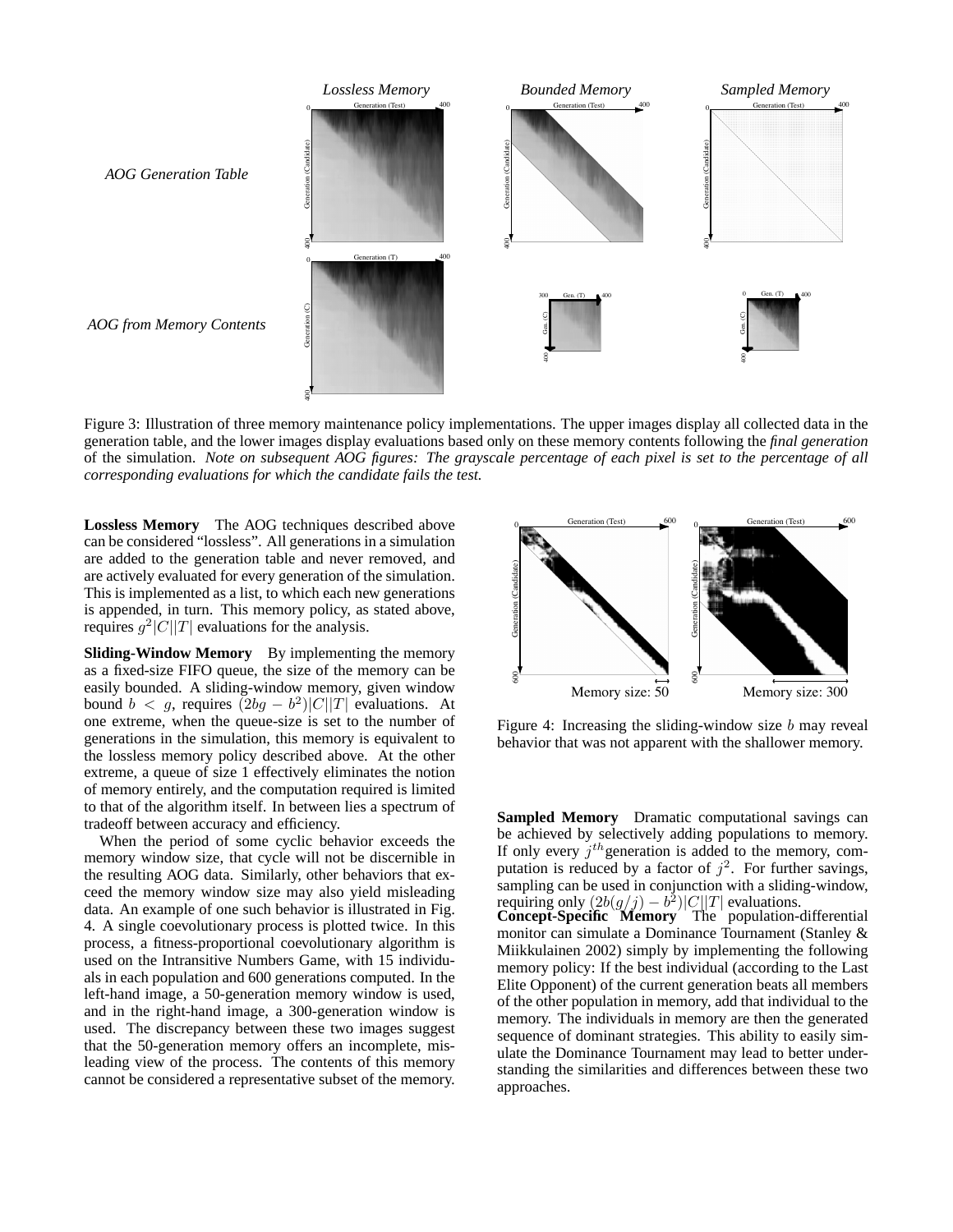Figure 3: Illustration of three memory maintenance policy implementations. The upper images display all collected data in the generation table, and the lower images display evaluations based only on these memory contents following the *final generation* of the simulation. *Note on subsequent AOG figures: The grayscale percentage of each pixel is set to the percentage of all corresponding evaluations for which the candidate fails the test.*

**Lossless Memory** The AOG techniques described above can be considered "lossless". All generations in a simulation are added to the generation table and never removed, and are actively evaluated for every generation of the simulation. This is implemented as a list, to which each new generations is appended, in turn. This memory policy, as stated above, requires $g^2|C||T|$ evaluations for the analysis.

**Sliding-Window Memory** By implementing the memory as a fixed-size FIFO queue, the size of the memory can be easily bounded. A sliding-window memory, given window bound $b < g$, requires $(2bg - b^2)|C||T|$ evaluations. At one extreme, when the queue-size is set to the number of generations in the simulation, this memory is equivalent to the lossless memory policy described above. At the other extreme, a queue of size 1 effectively eliminates the notion of memory entirely, and the computation required is limited to that of the algorithm itself. In between lies a spectrum of tradeoff between accuracy and efficiency.

When the period of some cyclic behavior exceeds the memory window size, that cycle will not be discernible in the resulting AOG data. Similarly, other behaviors that exceed the memory window size may also yield misleading data. An example of one such behavior is illustrated in Fig. 4. A single coevolutionary process is plotted twice. In this process, a fitness-proportional coevolutionary algorithm is used on the Intransitive Numbers Game, with 15 individuals in each population and 600 generations computed. In the left-hand image, a 50-generation memory window is used, and in the right-hand image, a 300-generation window is used. The discrepancy between these two images suggest that the 50-generation memory offers an incomplete, misleading view of the process. The contents of this memory cannot be considered a representative subset of the memory.

Figure 4: Increasing the sliding-window size $b$ may reveal behavior that was not apparent with the shallower memory.

**Sampled Memory** Dramatic computational savings can be achieved by selectively adding populations to memory. If only every $j^{th}$ generation is added to the memory, computation is reduced by a factor of $j^2$. For further savings, sampling can be used in conjunction with a sliding-window, requiring only $(2b(g/j) - b^2)|C||T|$ evaluations.

**Concept-Specific Memory** The population-differential monitor can simulate a Dominance Tournament (Stanley & Miikkulainen 2002) simply by implementing the following memory policy: If the best individual (according to the Last Elite Opponent) of the current generation beats all members of the other population in memory, add that individual to the memory. The individuals in memory are then the generated sequence of dominant strategies. This ability to easily simulate the Dominance Tournament may lead to better understanding the similarities and differences between these two approaches.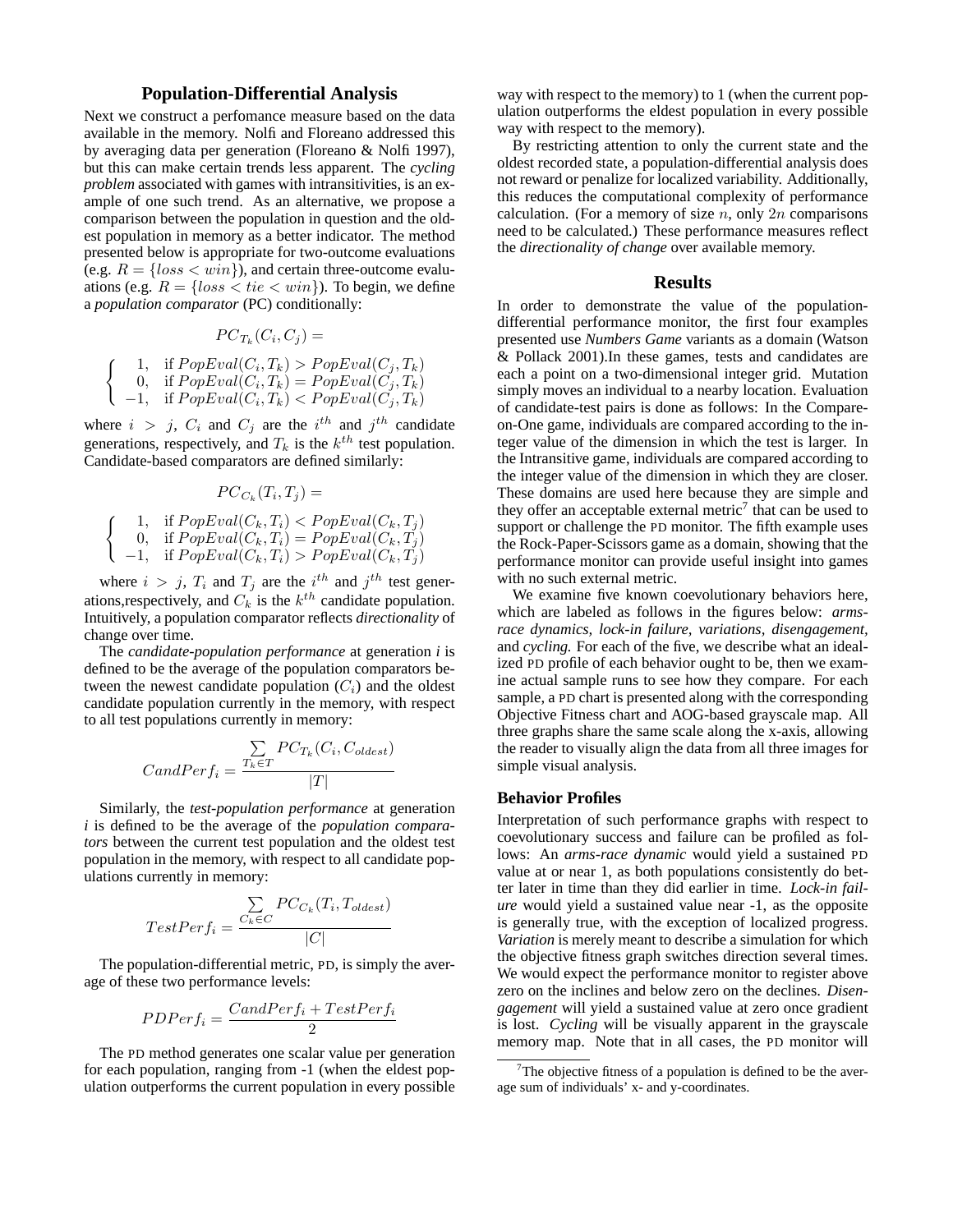## Population-Differential Analysis

Next we construct a perfomance measure based on the data available in the memory. Nolfi and Floreano addressed this by averaging data per generation (Floreano & Nolfi 1997), but this can make certain trends less apparent. The *cycling problem* associated with games with intransitivities, is an example of one such trend. As an alternative, we propose a comparison between the population in question and the oldest population in memory as a better indicator. The method presented below is appropriate for two-outcome evaluations (e.g. $R = \{loss < win\}$), and certain three-outcome evaluations (e.g. $R = \{loss < tie < win\}$). To begin, we define a *population comparator* (PC) conditionally:

$$PC_{T_k}(C_i, C_j) =$$

$$\begin{cases} 1, & \text{if } PopEval(C_i, T_k) > PopEval(C_j, T_k) \\ 0, & \text{if } PopEval(C_i, T_k) = PopEval(C_j, T_k) \\ -1, & \text{if } PopEval(C_i, T_k) < PopEval(C_j, T_k) \end{cases}$$

where $i > j$, $C_i$ and $C_j$ are the $i^{th}$ and $j^{th}$ candidate generations, respectively, and $T_k$ is the $k^{th}$ test population. Candidate-based comparators are defined similarly:

$$PC_{C_k}(T_i, T_j) =$$

$$\begin{cases} 1, & \text{if } PopEval(C_k, T_i) < PopEval(C_k, T_j) \\ 0, & \text{if } PopEval(C_k, T_i) = PopEval(C_k, T_j) \\ -1, & \text{if } PopEval(C_k, T_i) > PopEval(C_k, T_j) \end{cases}$$

where $i > j$, $T_i$ and $T_j$ are the $i^{th}$ and $j^{th}$ test generations,respectively, and $C_k$ is the $k^{th}$ candidate population. Intuitively, a population comparator reflects *directionality* of change over time.

The *candidate-population performance* at generation *i* is defined to be the average of the population comparators between the newest candidate population ($C_i$) and the oldest candidate population currently in the memory, with respect to all test populations currently in memory:

$$CandPerf_i = \frac{\sum_{T_k \in T} PC_{T_k}(C_i, C_{oldest})}{|T|}$$

Similarly, the *test-population performance* at generation *i* is defined to be the average of the *population comparators* between the current test population and the oldest test population in the memory, with respect to all candidate populations currently in memory:

$$TestPerf_i = \frac{\sum_{C_k \in C} PC_{C_k}(T_i, T_{oldest})}{|C|}$$

The population-differential metric, PD, is simply the average of these two performance levels:

$$PDPerf_i = \frac{CandPerf_i + TestPerf_i}{2}$$

The PD method generates one scalar value per generation for each population, ranging from -1 (when the eldest population outperforms the current population in every possible way with respect to the memory) to 1 (when the current population outperforms the eldest population in every possible way with respect to the memory).

By restricting attention to only the current state and the oldest recorded state, a population-differential analysis does not reward or penalize for localized variability. Additionally, this reduces the computational complexity of performance calculation. (For a memory of size $n$, only $2n$ comparisons need to be calculated.) These performance measures reflect the *directionality of change* over available memory.

## Results

In order to demonstrate the value of the population-differential performance monitor, the first four examples presented use *Numbers Game* variants as a domain (Watson & Pollack 2001).In these games, tests and candidates are each a point on a two-dimensional integer grid. Mutation simply moves an individual to a nearby location. Evaluation of candidate-test pairs is done as follows: In the Compare-on-One game, individuals are compared according to the integer value of the dimension in which the test is larger. In the Intransitive game, individuals are compared according to the integer value of the dimension in which they are closer. These domains are used here because they are simple and they offer an acceptable external metric[7] that can be used to support or challenge the PD monitor. The fifth example uses the Rock-Paper-Scissors game as a domain, showing that the performance monitor can provide useful insight into games with no such external metric.

We examine five known coevolutionary behaviors here, which are labeled as follows in the figures below: *arms-race dynamics, lock-in failure, variations, disengagement,* and *cycling.* For each of the five, we describe what an idealized PD profile of each behavior ought to be, then we examine actual sample runs to see how they compare. For each sample, a PD chart is presented along with the corresponding Objective Fitness chart and AOG-based grayscale map. All three graphs share the same scale along the x-axis, allowing the reader to visually align the data from all three images for simple visual analysis.

### Behavior Profiles

Interpretation of such performance graphs with respect to coevolutionary success and failure can be profiled as follows: An *arms-race dynamic* would yield a sustained PD value at or near 1, as both populations consistently do better later in time than they did earlier in time. *Lock-in failure* would yield a sustained value near -1, as the opposite is generally true, with the exception of localized progress. *Variation* is merely meant to describe a simulation for which the objective fitness graph switches direction several times. We would expect the performance monitor to register above zero on the inclines and below zero on the declines. *Disengagement* will yield a sustained value at zero once gradient is lost. *Cycling* will be visually apparent in the grayscale memory map. Note that in all cases, the PD monitor will

[7] The objective fitness of a population is defined to be the average sum of individuals' x- and y-coordinates.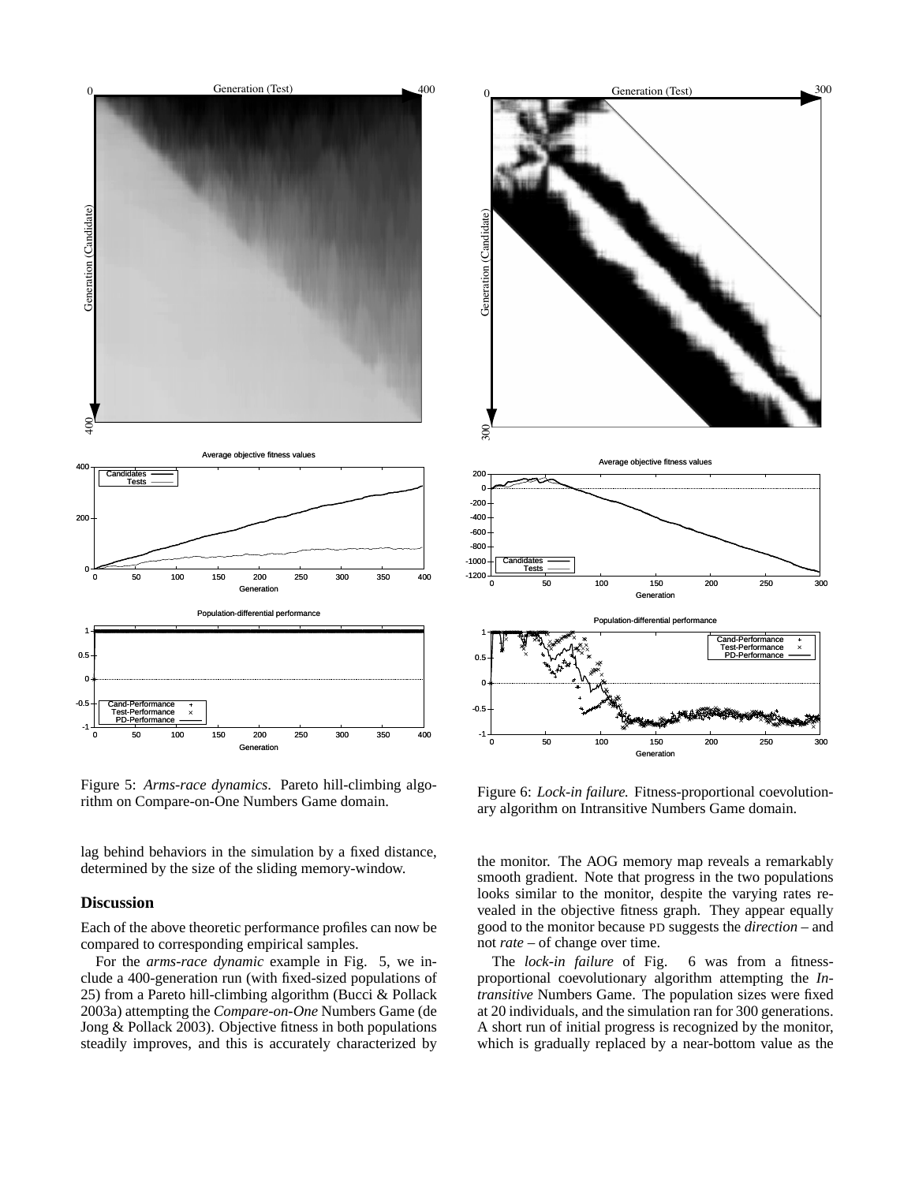Figure 5: *Arms-race dynamics.* Pareto hill-climbing algorithm on Compare-on-One Numbers Game domain.

Figure 6: *Lock-in failure.* Fitness-proportional coevolutionary algorithm on Intransitive Numbers Game domain.

lag behind behaviors in the simulation by a fixed distance, determined by the size of the sliding memory-window.

## Discussion

Each of the above theoretic performance profiles can now be compared to corresponding empirical samples.

For the *arms-race dynamic* example in Fig. 5, we include a 400-generation run (with fixed-sized populations of 25) from a Pareto hill-climbing algorithm (Bucci & Pollack 2003a) attempting the *Compare-on-One* Numbers Game (de Jong & Pollack 2003). Objective fitness in both populations steadily improves, and this is accurately characterized by the monitor. The AOG memory map reveals a remarkably smooth gradient. Note that progress in the two populations looks similar to the monitor, despite the varying rates revealed in the objective fitness graph. They appear equally good to the monitor because PD suggests the *direction* – and not *rate* – of change over time.

The *lock-in failure* of Fig. 6 was from a fitness-proportional coevolutionary algorithm attempting the *Intransitive* Numbers Game. The population sizes were fixed at 20 individuals, and the simulation ran for 300 generations. A short run of initial progress is recognized by the monitor, which is gradually replaced by a near-bottom value as the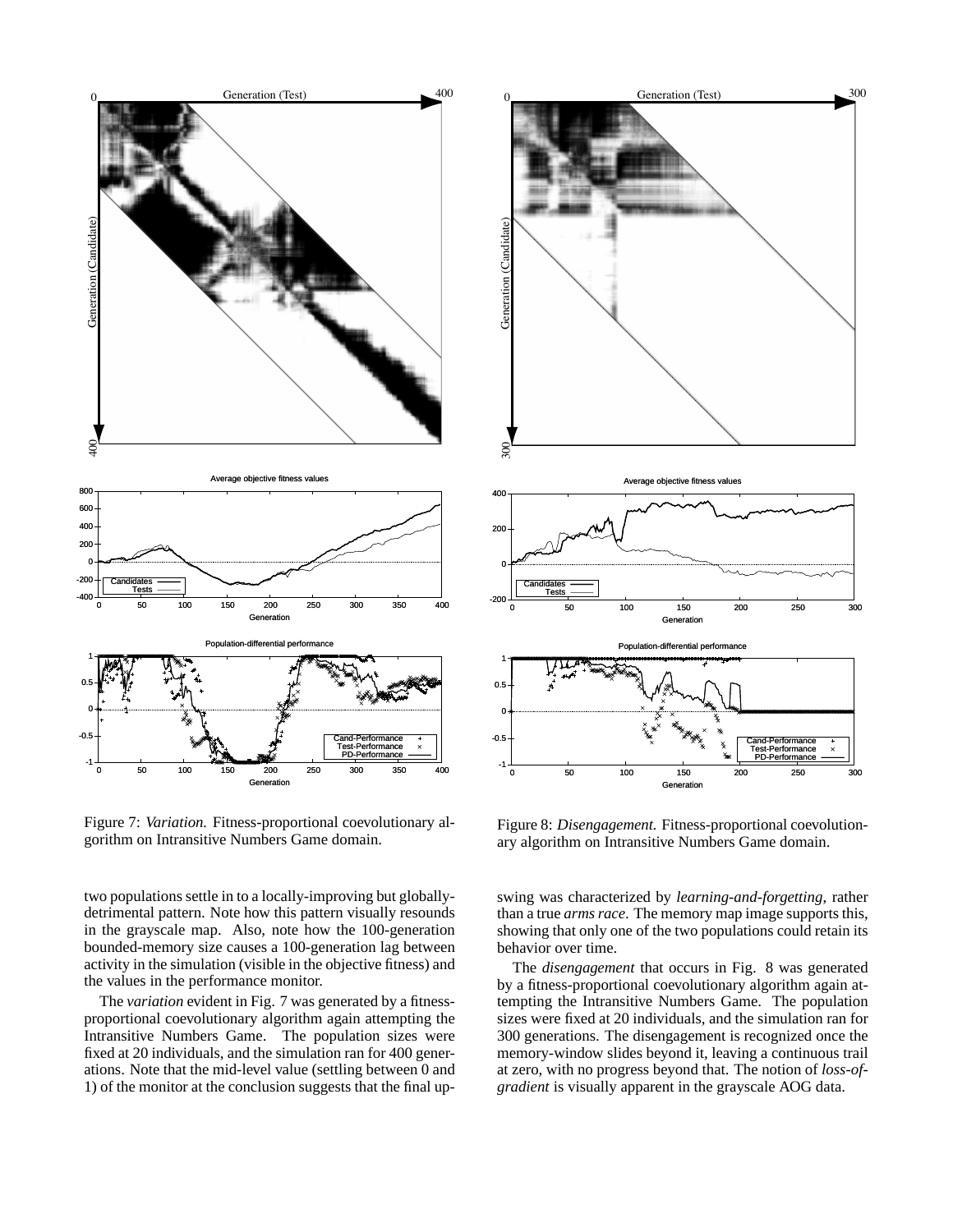Figure 7: *Variation.* Fitness-proportional coevolutionary algorithm on Intransitive Numbers Game domain.

Figure 8: *Disengagement.* Fitness-proportional coevolutionary algorithm on Intransitive Numbers Game domain.

two populations settle in to a locally-improving but globally-detrimental pattern. Note how this pattern visually resounds in the grayscale map. Also, note how the 100-generation bounded-memory size causes a 100-generation lag between activity in the simulation (visible in the objective fitness) and the values in the performance monitor.

The *variation* evident in Fig. 7 was generated by a fitness-proportional coevolutionary algorithm again attempting the Intransitive Numbers Game. The population sizes were fixed at 20 individuals, and the simulation ran for 400 generations. Note that the mid-level value (settling between 0 and 1) of the monitor at the conclusion suggests that the final upswing was characterized by *learning-and-forgetting*, rather than a true *arms race*. The memory map image supports this, showing that only one of the two populations could retain its behavior over time.

The *disengagement* that occurs in Fig. 8 was generated by a fitness-proportional coevolutionary algorithm again attempting the Intransitive Numbers Game. The population sizes were fixed at 20 individuals, and the simulation ran for 300 generations. The disengagement is recognized once the memory-window slides beyond it, leaving a continuous trail at zero, with no progress beyond that. The notion of *loss-of-gradient* is visually apparent in the grayscale AOG data.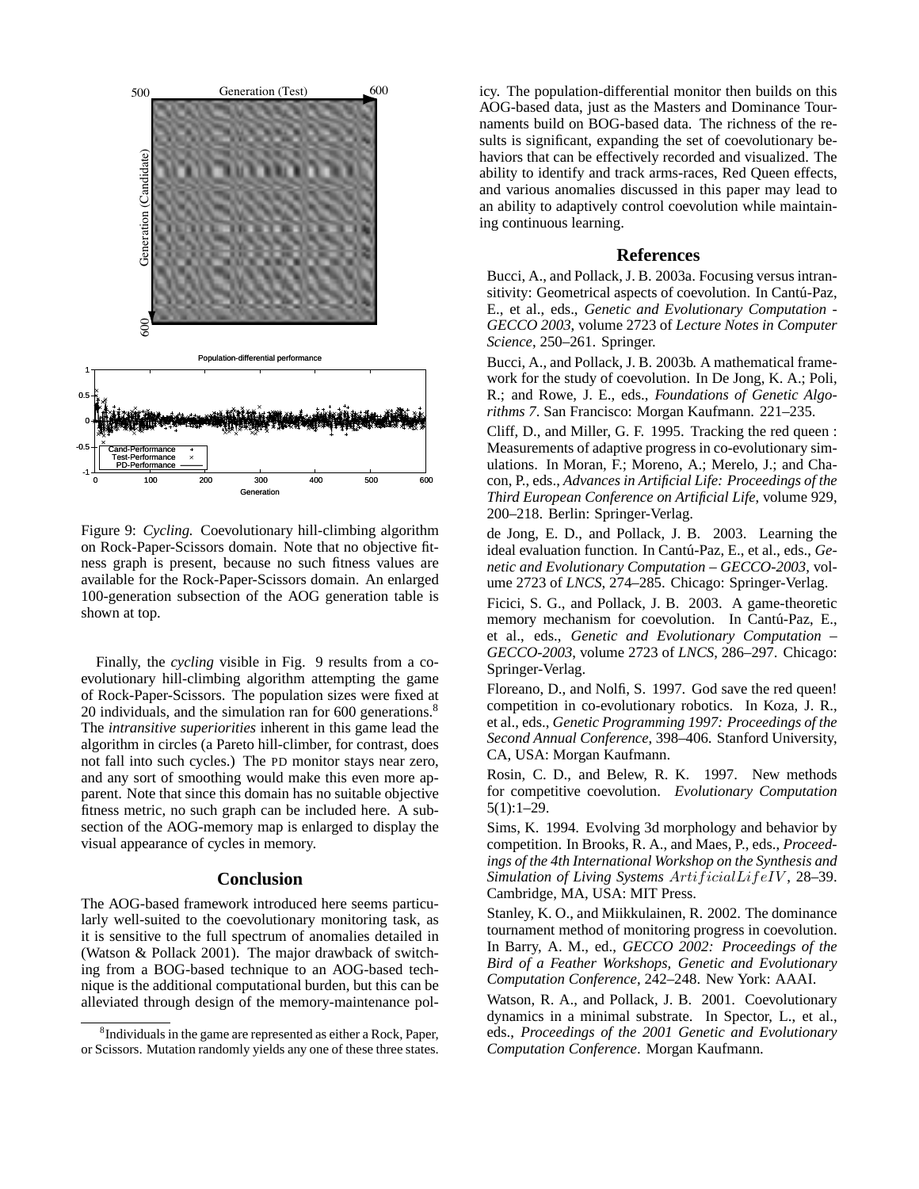500 Generation (Test) 600

Generation (Candidate)

600

Population-differential performance

1

0.5

0

-0.5

-1

0 100 200 300 400 500 600

Generation

Cand-Performance
Test-Performance
PD-Performance

Figure 9: *Cycling.* Coevolutionary hill-climbing algorithm on Rock-Paper-Scissors domain. Note that no objective fitness graph is present, because no such fitness values are available for the Rock-Paper-Scissors domain. An enlarged 100-generation subsection of the AOG generation table is shown at top.

Finally, the *cycling* visible in Fig. 9 results from a coevolutionary hill-climbing algorithm attempting the game of Rock-Paper-Scissors. The population sizes were fixed at 20 individuals, and the simulation ran for 600 generations.[8] The *intransitive superiorities* inherent in this game lead the algorithm in circles (a Pareto hill-climber, for contrast, does not fall into such cycles.) The PD monitor stays near zero, and any sort of smoothing would make this even more apparent. Note that since this domain has no suitable objective fitness metric, no such graph can be included here. A subsection of the AOG-memory map is enlarged to display the visual appearance of cycles in memory.

## Conclusion

The AOG-based framework introduced here seems particularly well-suited to the coevolutionary monitoring task, as it is sensitive to the full spectrum of anomalies detailed in (Watson & Pollack 2001). The major drawback of switching from a BOG-based technique to an AOG-based technique is the additional computational burden, but this can be alleviated through design of the memory-maintenance policy. The population-differential monitor then builds on this AOG-based data, just as the Masters and Dominance Tournaments build on BOG-based data. The richness of the results is significant, expanding the set of coevolutionary behaviors that can be effectively recorded and visualized. The ability to identify and track arms-races, Red Queen effects, and various anomalies discussed in this paper may lead to an ability to adaptively control coevolution while maintaining continuous learning.

[8] Individuals in the game are represented as either a Rock, Paper, or Scissors. Mutation randomly yields any one of these three states.

## References

Bucci, A., and Pollack, J. B. 2003a. Focusing versus intransitivity: Geometrical aspects of coevolution. In Cantú-Paz, E., et al., eds., *Genetic and Evolutionary Computation - GECCO 2003*, volume 2723 of *Lecture Notes in Computer Science*, 250–261. Springer.

Bucci, A., and Pollack, J. B. 2003b. A mathematical framework for the study of coevolution. In De Jong, K. A.; Poli, R.; and Rowe, J. E., eds., *Foundations of Genetic Algorithms 7*. San Francisco: Morgan Kaufmann. 221–235.

Cliff, D., and Miller, G. F. 1995. Tracking the red queen : Measurements of adaptive progress in co-evolutionary simulations. In Moran, F.; Moreno, A.; Merelo, J.; and Chacon, P., eds., *Advances in Artificial Life: Proceedings of the Third European Conference on Artificial Life*, volume 929, 200–218. Berlin: Springer-Verlag.

de Jong, E. D., and Pollack, J. B. 2003. Learning the ideal evaluation function. In Cantú-Paz, E., et al., eds., *Genetic and Evolutionary Computation – GECCO-2003*, volume 2723 of *LNCS*, 274–285. Chicago: Springer-Verlag.

Ficici, S. G., and Pollack, J. B. 2003. A game-theoretic memory mechanism for coevolution. In Cantú-Paz, E., et al., eds., *Genetic and Evolutionary Computation – GECCO-2003*, volume 2723 of *LNCS*, 286–297. Chicago: Springer-Verlag.

Floreano, D., and Nolfi, S. 1997. God save the red queen! competition in co-evolutionary robotics. In Koza, J. R., et al., eds., *Genetic Programming 1997: Proceedings of the Second Annual Conference*, 398–406. Stanford University, CA, USA: Morgan Kaufmann.

Rosin, C. D., and Belew, R. K. 1997. New methods for competitive coevolution. *Evolutionary Computation* 5(1):1–29.

Sims, K. 1994. Evolving 3d morphology and behavior by competition. In Brooks, R. A., and Maes, P., eds., *Proceedings of the 4th International Workshop on the Synthesis and Simulation of Living Systems* $ArtificialLifeIV$, 28–39. Cambridge, MA, USA: MIT Press.

Stanley, K. O., and Miikkulainen, R. 2002. The dominance tournament method of monitoring progress in coevolution. In Barry, A. M., ed., *GECCO 2002: Proceedings of the Bird of a Feather Workshops, Genetic and Evolutionary Computation Conference*, 242–248. New York: AAAI.

Watson, R. A., and Pollack, J. B. 2001. Coevolutionary dynamics in a minimal substrate. In Spector, L., et al., eds., *Proceedings of the 2001 Genetic and Evolutionary Computation Conference*. Morgan Kaufmann.